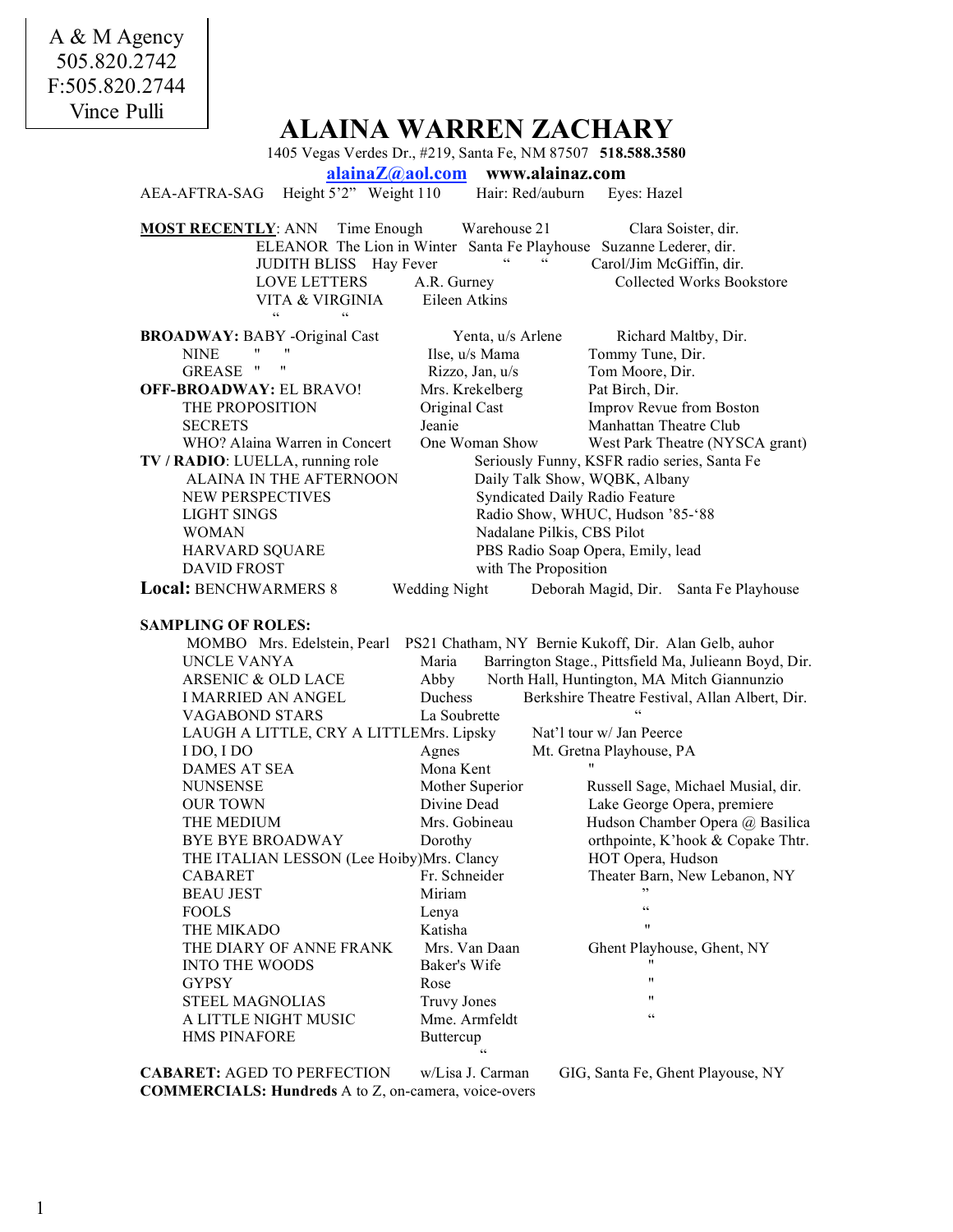A & M Agency
505.820.2742
F:505.820.2744
Vince Pulli

# ALAINA WARREN ZACHARY

1405 Vegas Verdes Dr., #219, Santa Fe, NM 87507 **518.588.3580**

**alainaZ@aol.com** **www.alainaz.com**

AEA-AFTRA-SAG Height 5'2" Weight 110 Hair: Red/auburn Eyes: Hazel

**MOST RECENTLY**:

| | | | |
|---|---|---|---|
| ANN | Time Enough | Warehouse 21 | Clara Soister, dir. |
| ELEANOR | The Lion in Winter | Santa Fe Playhouse | Suzanne Lederer, dir. |
| JUDITH BLISS | Hay Fever | " " | Carol/Jim McGiffin, dir. |
| LOVE LETTERS | A.R. Gurney | | Collected Works Bookstore |
| VITA & VIRGINIA | Eileen Atkins | | " " |

| | | |
|---|---|---|
| **BROADWAY:** BABY -Original Cast | Yenta, u/s Arlene | Richard Maltby, Dir. |
| NINE " " | Ilse, u/s Mama | Tommy Tune, Dir. |
| GREASE " " | Rizzo, Van, Jan, u/s | Tom Moore, Dir. |
| **OFF-BROADWAY:** EL BRAVO! | Mrs. Krekelberg | Pat Birch, Dir. |
| THE PROPOSITION | Original Cast | Improv Revue from Boston |
| SECRETS | Jeanie | Manhattan Theatre Club |
| WHO? Alaina Warren in Concert | One Woman Show | West Park Theatre (NYSCA grant) |

| | |
|---|---|
| **TV / RADIO**: LUELLA, running role | Seriously Funny, KSFR radio series, Santa Fe |
| ALAINA IN THE AFTERNOON | Daily Talk Show, WQBK, Albany |
| NEW PERSPECTIVES | Syndicated Daily Radio Feature |
| LIGHT SINGS | Radio Show, WHUC, Hudson '85-'88 |
| WOMAN | Nadalane Pilkis, CBS Pilot |
| HARVARD SQUARE | PBS Radio Soap Opera, Emily, lead |
| DAVID FROST | with The Proposition |

**Local:** BENCHWARMERS 8 Wedding Night Deborah Magid, Dir. Santa Fe Playhouse

**SAMPLING OF ROLES:**

| | | |
|---|---|---|
| MOMBO | Mrs. Edelstein, Pearl | PS21 Chatham, NY Bernie Kukoff, Dir. Alan Gelb, auhor |
| UNCLE VANYA | Maria | Barrington Stage., Pittsfield Ma, Julieann Boyd, Dir. |
| ARSENIC & OLD LACE | Abby | North Hall, Huntington, MA Mitch Giannunzio |
| I MARRIED AN ANGEL | Duchess | Berkshire Theatre Festival, Allan Albert, Dir. |
| VAGABOND STARS | La Soubrette | " |
| LAUGH A LITTLE, CRY A LITTLE | Mrs. Lipsky | Nat'l tour w/ Jan Peerce |
| I DO, I DO | Agnes | Mt. Gretna Playhouse, PA |
| DAMES AT SEA | Mona Kent | " |
| NUNSENSE | Mother Superior | Russell Sage, Michael Musial, dir. |
| OUR TOWN | Divine Dead | Lake George Opera, premiere |
| THE MEDIUM | Mrs. Gobineau | Hudson Chamber Opera @ Basilica |
| BYE BYE BROADWAY | Dorothy | orthpointe, K'hook & Copake Thtr. |
| THE ITALIAN LESSON (Lee Hoiby) | Mrs. Clancy | HOT Opera, Hudson |
| CABARET | Fr. Schneider | Theater Barn, New Lebanon, NY |
| BEAU JEST | Miriam | " |
| FOOLS | Lenya | " |
| THE MIKADO | Katisha | " |
| THE DIARY OF ANNE FRANK | Mrs. Van Daan | Ghent Playhouse, Ghent, NY |
| INTO THE WOODS | Baker's Wife | " |
| GYPSY | Rose | " |
| STEEL MAGNOLIAS | Truvy Jones | " |
| A LITTLE NIGHT MUSIC | Mme. Armfeldt | " |
| HMS PINAFORE | Buttercup | " |

**CABARET:** AGED TO PERFECTION w/Lisa J. Carman GIG, Santa Fe, Ghent Playouse, NY

**COMMERCIALS: Hundreds** A to Z, on-camera, voice-overs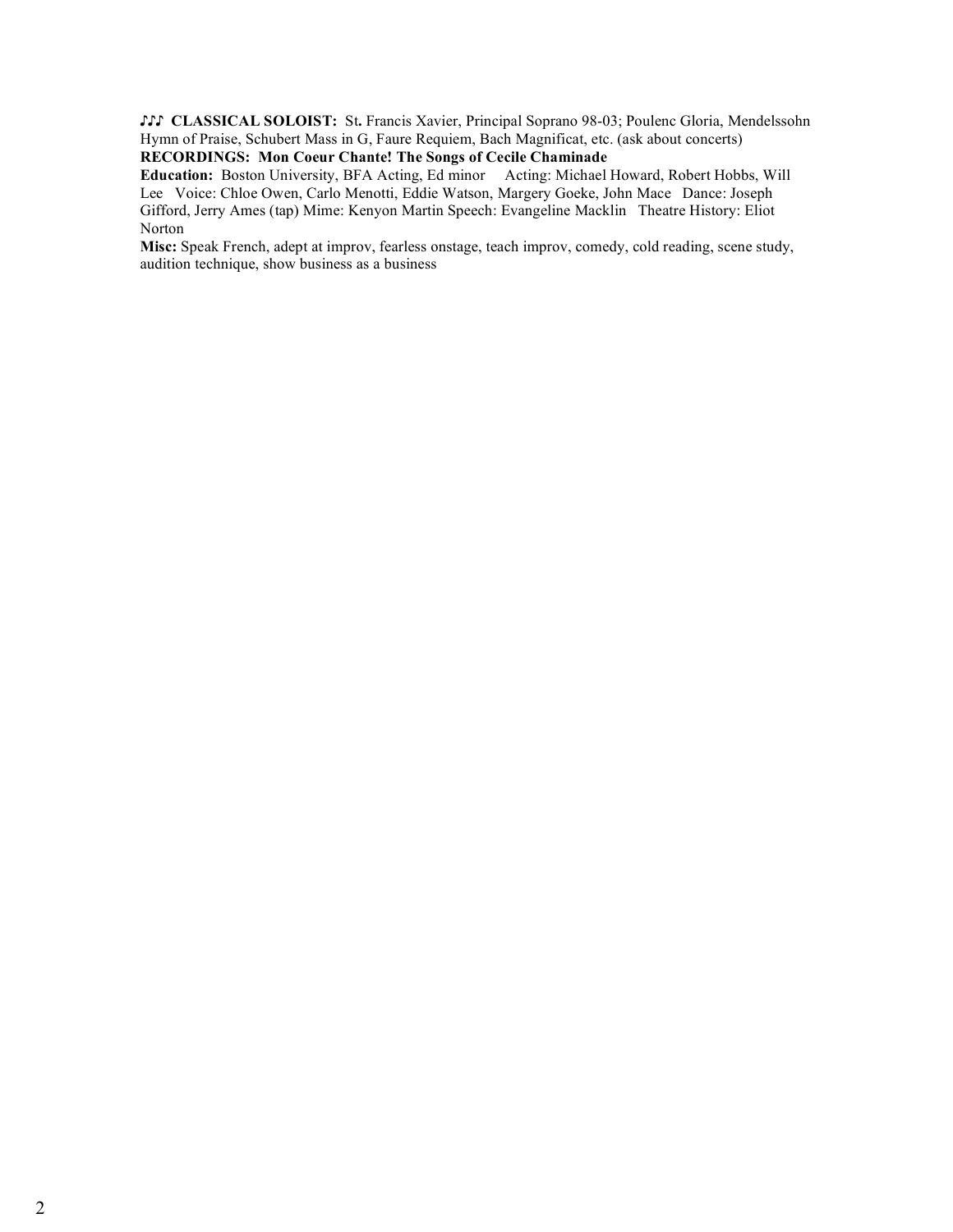♫♫♫ **CLASSICAL SOLOIST:** St**.** Francis Xavier, Principal Soprano 98-03; Poulenc Gloria, Mendelssohn Hymn of Praise, Schubert Mass in G, Faure Requiem, Bach Magnificat, etc. (ask about concerts)

**RECORDINGS: Mon Coeur Chante! The Songs of Cecile Chaminade**

**Education:** Boston University, BFA Acting, Ed minor Acting: Michael Howard, Robert Hobbs, Will Lee Voice: Chloe Owen, Carlo Menotti, Eddie Watson, Margery Goeke, John Mace Dance: Joseph Gifford, Jerry Ames (tap) Mime: Kenyon Martin Speech: Evangeline Macklin Theatre History: Eliot Norton

**Misc:** Speak French, adept at improv, fearless onstage, teach improv, comedy, cold reading, scene study, audition technique, show business as a business